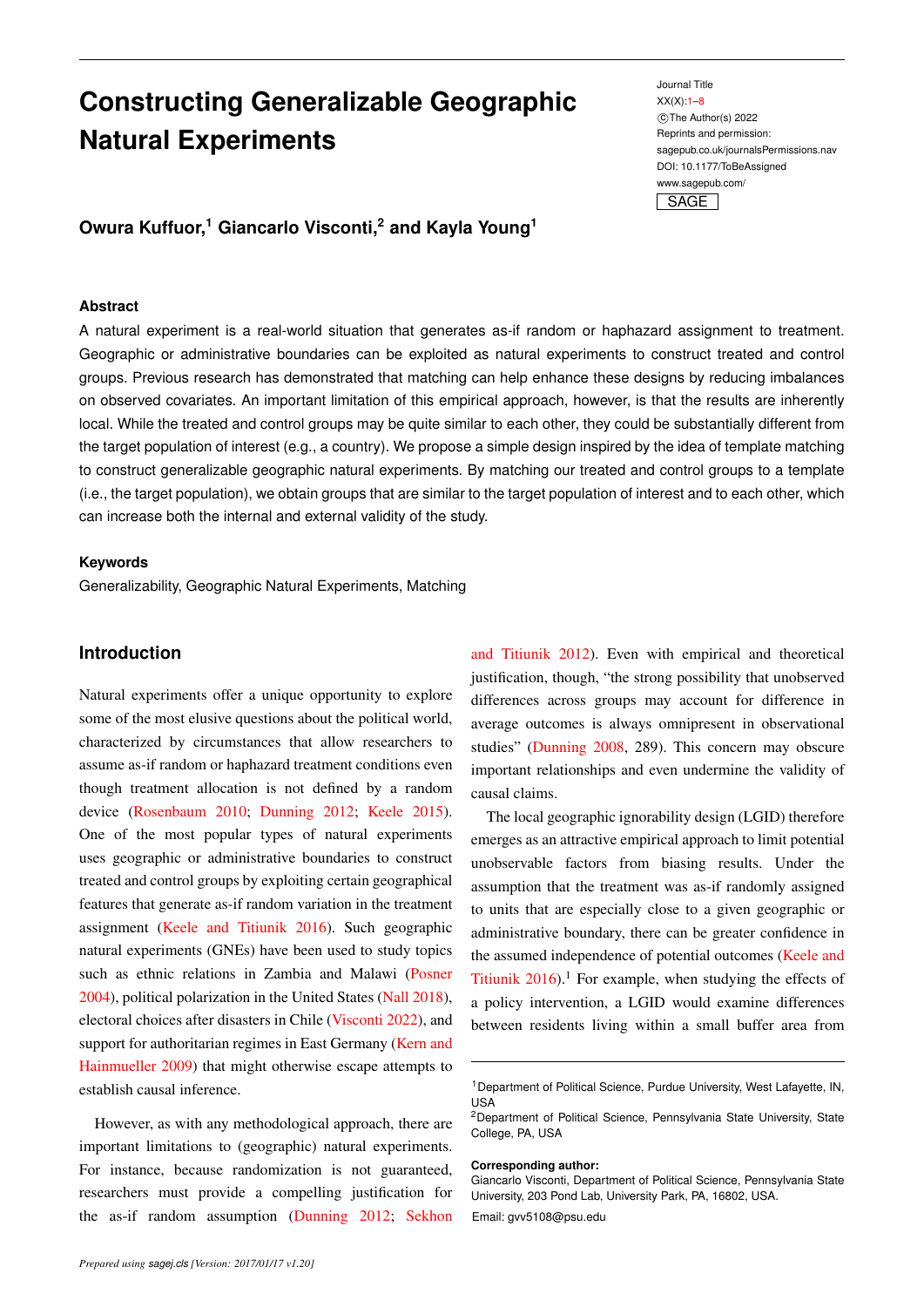# Constructing Generalizable Geographic Natural Experiments

**Owura Kuffuor,[1] Giancarlo Visconti,[2] and Kayla Young[1]**

### Abstract

A natural experiment is a real-world situation that generates as-if random or haphazard assignment to treatment. Geographic or administrative boundaries can be exploited as natural experiments to construct treated and control groups. Previous research has demonstrated that matching can help enhance these designs by reducing imbalances on observed covariates. An important limitation of this empirical approach, however, is that the results are inherently local. While the treated and control groups may be quite similar to each other, they could be substantially different from the target population of interest (e.g., a country). We propose a simple design inspired by the idea of template matching to construct generalizable geographic natural experiments. By matching our treated and control groups to a template (i.e., the target population), we obtain groups that are similar to the target population of interest and to each other, which can increase both the internal and external validity of the study.

### Keywords

Generalizability, Geographic Natural Experiments, Matching

## Introduction

Natural experiments offer a unique opportunity to explore some of the most elusive questions about the political world, characterized by circumstances that allow researchers to assume as-if random or haphazard treatment conditions even though treatment allocation is not defined by a random device (Rosenbaum 2010; Dunning 2012; Keele 2015). One of the most popular types of natural experiments uses geographic or administrative boundaries to construct treated and control groups by exploiting certain geographical features that generate as-if random variation in the treatment assignment (Keele and Titiunik 2016). Such geographic natural experiments (GNEs) have been used to study topics such as ethnic relations in Zambia and Malawi (Posner 2004), political polarization in the United States (Nall 2018), electoral choices after disasters in Chile (Visconti 2022), and support for authoritarian regimes in East Germany (Kern and Hainmueller 2009) that might otherwise escape attempts to establish causal inference.

However, as with any methodological approach, there are important limitations to (geographic) natural experiments. For instance, because randomization is not guaranteed, researchers must provide a compelling justification for the as-if random assumption (Dunning 2012; Sekhon and Titiunik 2012). Even with empirical and theoretical justification, though, "the strong possibility that unobserved differences across groups may account for difference in average outcomes is always omnipresent in observational studies" (Dunning 2008, 289). This concern may obscure important relationships and even undermine the validity of causal claims.

The local geographic ignorability design (LGID) therefore emerges as an attractive empirical approach to limit potential unobservable factors from biasing results. Under the assumption that the treatment was as-if randomly assigned to units that are especially close to a given geographic or administrative boundary, there can be greater confidence in the assumed independence of potential outcomes (Keele and Titiunik 2016).[1] For example, when studying the effects of a policy intervention, a LGID would examine differences between residents living within a small buffer area from

---

[1]Department of Political Science, Purdue University, West Lafayette, IN, USA
[2]Department of Political Science, Pennsylvania State University, State College, PA, USA

**Corresponding author:**
Giancarlo Visconti, Department of Political Science, Pennsylvania State University, 203 Pond Lab, University Park, PA, 16802, USA.
Email: gvv5108@psu.edu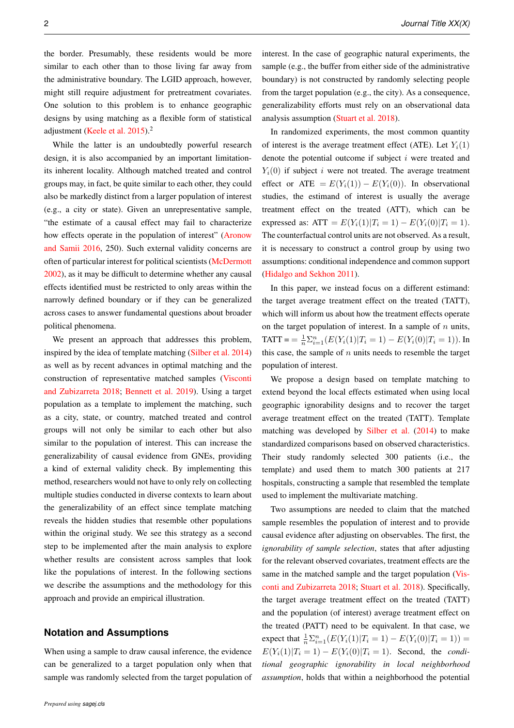the border. Presumably, these residents would be more similar to each other than to those living far away from the administrative boundary. The LGID approach, however, might still require adjustment for pretreatment covariates. One solution to this problem is to enhance geographic designs by using matching as a flexible form of statistical adjustment (Keele et al. 2015).[2]

While the latter is an undoubtedly powerful research design, it is also accompanied by an important limitation-its inherent locality. Although matched treated and control groups may, in fact, be quite similar to each other, they could also be markedly distinct from a larger population of interest (e.g., a city or state). Given an unrepresentative sample, "the estimate of a causal effect may fail to characterize how effects operate in the population of interest" (Aronow and Samii 2016, 250). Such external validity concerns are often of particular interest for political scientists (McDermott 2002), as it may be difficult to determine whether any causal effects identified must be restricted to only areas within the narrowly defined boundary or if they can be generalized across cases to answer fundamental questions about broader political phenomena.

We present an approach that addresses this problem, inspired by the idea of template matching (Silber et al. 2014) as well as by recent advances in optimal matching and the construction of representative matched samples (Visconti and Zubizarreta 2018; Bennett et al. 2019). Using a target population as a template to implement the matching, such as a city, state, or country, matched treated and control groups will not only be similar to each other but also similar to the population of interest. This can increase the generalizability of causal evidence from GNEs, providing a kind of external validity check. By implementing this method, researchers would not have to only rely on collecting multiple studies conducted in diverse contexts to learn about the generalizability of an effect since template matching reveals the hidden studies that resemble other populations within the original study. We see this strategy as a second step to be implemented after the main analysis to explore whether results are consistent across samples that look like the populations of interest. In the following sections we describe the assumptions and the methodology for this approach and provide an empirical illustration.

## Notation and Assumptions

When using a sample to draw causal inference, the evidence can be generalized to a target population only when that sample was randomly selected from the target population of interest. In the case of geographic natural experiments, the sample (e.g., the buffer from either side of the administrative boundary) is not constructed by randomly selecting people from the target population (e.g., the city). As a consequence, generalizability efforts must rely on an observational data analysis assumption (Stuart et al. 2018).

In randomized experiments, the most common quantity of interest is the average treatment effect (ATE). Let $Y_i(1)$ denote the potential outcome if subject $i$ were treated and $Y_i(0)$ if subject $i$ were not treated. The average treatment effect or ATE $= E(Y_i(1)) - E(Y_i(0))$. In observational studies, the estimand of interest is usually the average treatment effect on the treated (ATT), which can be expressed as: ATT $= E(Y_i(1)|T_i = 1) - E(Y_i(0)|T_i = 1)$. The counterfactual control units are not observed. As a result, it is necessary to construct a control group by using two assumptions: conditional independence and common support (Hidalgo and Sekhon 2011).

In this paper, we instead focus on a different estimand: the target average treatment effect on the treated (TATT), which will inform us about how the treatment effects operate on the target population of interest. In a sample of $n$ units, TATT $= = \frac{1}{n}\Sigma_{i=1}^{n}(E(Y_i(1)|T_i = 1) - E(Y_i(0)|T_i = 1))$. In this case, the sample of $n$ units needs to resemble the target population of interest.

We propose a design based on template matching to extend beyond the local effects estimated when using local geographic ignorability designs and to recover the target average treatment effect on the treated (TATT). Template matching was developed by Silber et al. (2014) to make standardized comparisons based on observed characteristics. Their study randomly selected 300 patients (i.e., the template) and used them to match 300 patients at 217 hospitals, constructing a sample that resembled the template used to implement the multivariate matching.

Two assumptions are needed to claim that the matched sample resembles the population of interest and to provide causal evidence after adjusting on observables. The first, the *ignorability of sample selection*, states that after adjusting for the relevant observed covariates, treatment effects are the same in the matched sample and the target population (Visconti and Zubizarreta 2018; Stuart et al. 2018). Specifically, the target average treatment effect on the treated (TATT) and the population (of interest) average treatment effect on the treated (PATT) need to be equivalent. In that case, we expect that $\frac{1}{n}\Sigma_{i=1}^{n}(E(Y_i(1)|T_i = 1) - E(Y_i(0)|T_i = 1)) = E(Y_i(1)|T_i = 1) - E(Y_i(0)|T_i = 1)$. Second, the *conditional geographic ignorability in local neighborhood assumption*, holds that within a neighborhood the potential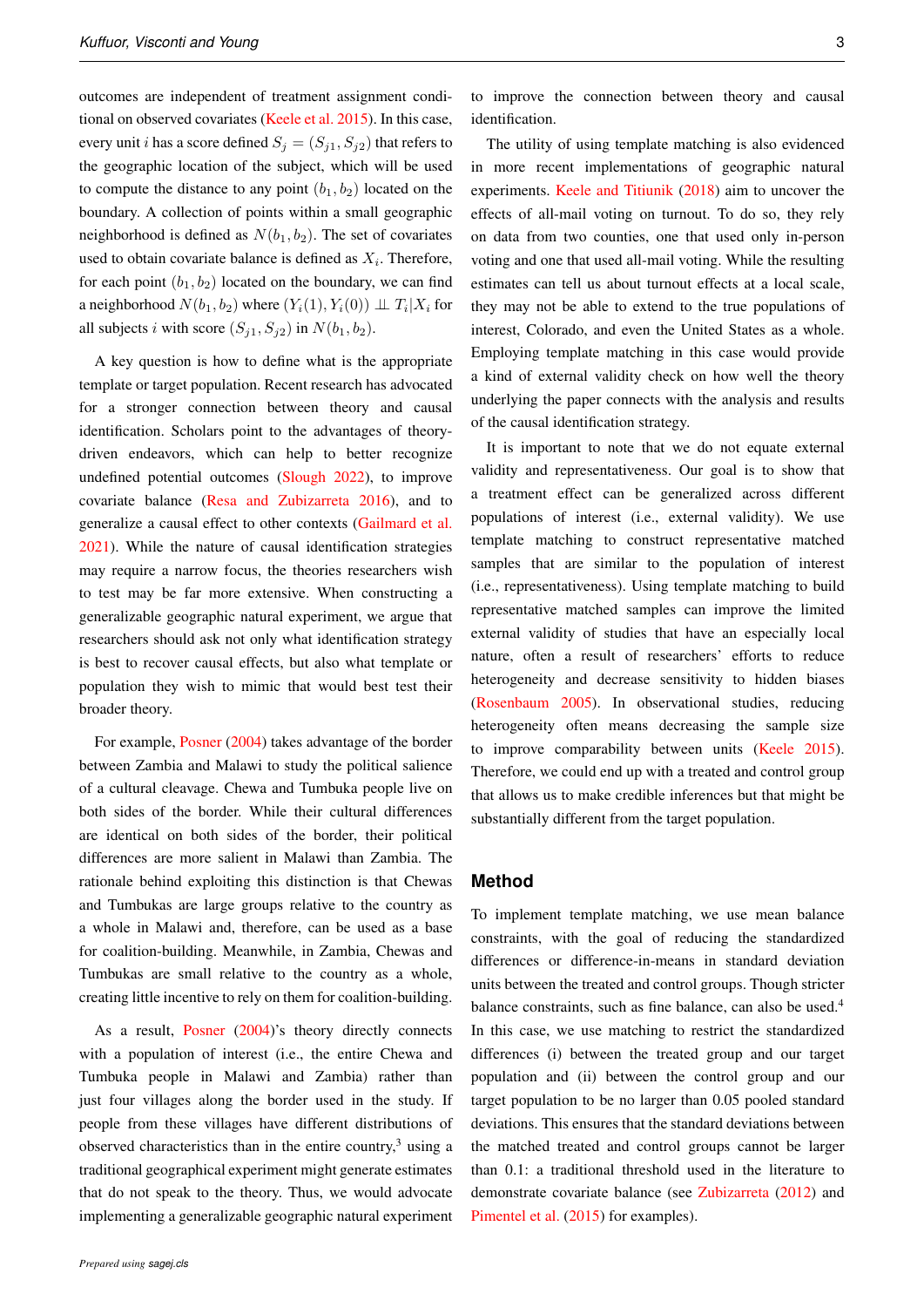outcomes are independent of treatment assignment conditional on observed covariates (Keele et al. 2015). In this case, every unit $i$ has a score defined $S_j = (S_{j1}, S_{j2})$ that refers to the geographic location of the subject, which will be used to compute the distance to any point $(b_1, b_2)$ located on the boundary. A collection of points within a small geographic neighborhood is defined as $N(b_1, b_2)$. The set of covariates used to obtain covariate balance is defined as $X_i$. Therefore, for each point $(b_1, b_2)$ located on the boundary, we can find a neighborhood $N(b_1, b_2)$ where $(Y_i(1), Y_i(0)) \perp\!\!\!\perp T_i | X_i$ for all subjects $i$ with score $(S_{j1}, S_{j2})$ in $N(b_1, b_2)$.

A key question is how to define what is the appropriate template or target population. Recent research has advocated for a stronger connection between theory and causal identification. Scholars point to the advantages of theory-driven endeavors, which can help to better recognize undefined potential outcomes (Slough 2022), to improve covariate balance (Resa and Zubizarreta 2016), and to generalize a causal effect to other contexts (Gailmard et al. 2021). While the nature of causal identification strategies may require a narrow focus, the theories researchers wish to test may be far more extensive. When constructing a generalizable geographic natural experiment, we argue that researchers should ask not only what identification strategy is best to recover causal effects, but also what template or population they wish to mimic that would best test their broader theory.

For example, Posner (2004) takes advantage of the border between Zambia and Malawi to study the political salience of a cultural cleavage. Chewa and Tumbuka people live on both sides of the border. While their cultural differences are identical on both sides of the border, their political differences are more salient in Malawi than Zambia. The rationale behind exploiting this distinction is that Chewas and Tumbukas are large groups relative to the country as a whole in Malawi and, therefore, can be used as a base for coalition-building. Meanwhile, in Zambia, Chewas and Tumbukas are small relative to the country as a whole, creating little incentive to rely on them for coalition-building.

As a result, Posner (2004)'s theory directly connects with a population of interest (i.e., the entire Chewa and Tumbuka people in Malawi and Zambia) rather than just four villages along the border used in the study. If people from these villages have different distributions of observed characteristics than in the entire country,[3] using a traditional geographical experiment might generate estimates that do not speak to the theory. Thus, we would advocate implementing a generalizable geographic natural experiment to improve the connection between theory and causal identification.

The utility of using template matching is also evidenced in more recent implementations of geographic natural experiments. Keele and Titiunik (2018) aim to uncover the effects of all-mail voting on turnout. To do so, they rely on data from two counties, one that used only in-person voting and one that used all-mail voting. While the resulting estimates can tell us about turnout effects at a local scale, they may not be able to extend to the true populations of interest, Colorado, and even the United States as a whole. Employing template matching in this case would provide a kind of external validity check on how well the theory underlying the paper connects with the analysis and results of the causal identification strategy.

It is important to note that we do not equate external validity and representativeness. Our goal is to show that a treatment effect can be generalized across different populations of interest (i.e., external validity). We use template matching to construct representative matched samples that are similar to the population of interest (i.e., representativeness). Using template matching to build representative matched samples can improve the limited external validity of studies that have an especially local nature, often a result of researchers' efforts to reduce heterogeneity and decrease sensitivity to hidden biases (Rosenbaum 2005). In observational studies, reducing heterogeneity often means decreasing the sample size to improve comparability between units (Keele 2015). Therefore, we could end up with a treated and control group that allows us to make credible inferences but that might be substantially different from the target population.

## Method

To implement template matching, we use mean balance constraints, with the goal of reducing the standardized differences or difference-in-means in standard deviation units between the treated and control groups. Though stricter balance constraints, such as fine balance, can also be used.[4] In this case, we use matching to restrict the standardized differences (i) between the treated group and our target population and (ii) between the control group and our target population to be no larger than 0.05 pooled standard deviations. This ensures that the standard deviations between the matched treated and control groups cannot be larger than 0.1: a traditional threshold used in the literature to demonstrate covariate balance (see Zubizarreta (2012) and Pimentel et al. (2015) for examples).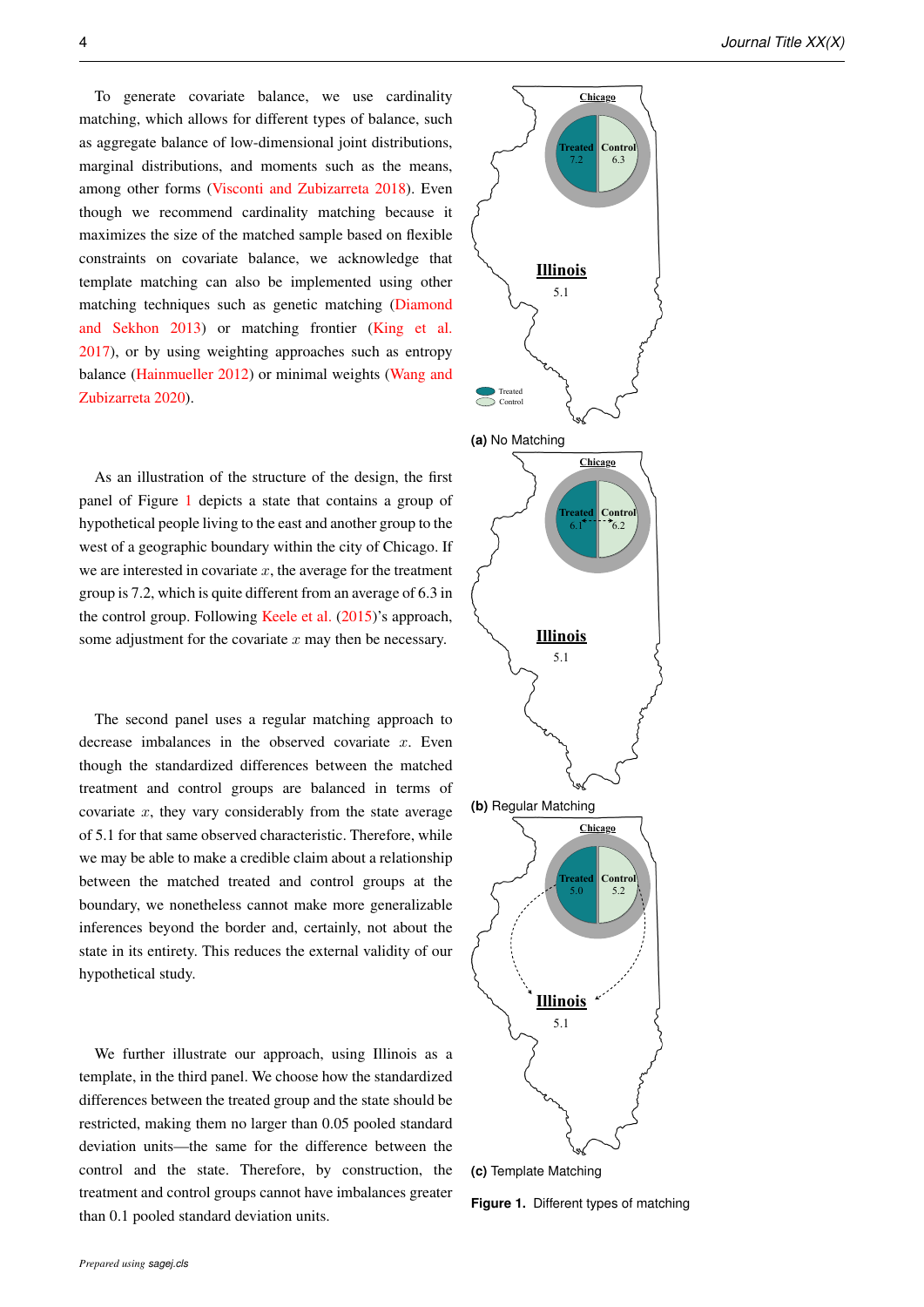To generate covariate balance, we use cardinality matching, which allows for different types of balance, such as aggregate balance of low-dimensional joint distributions, marginal distributions, and moments such as the means, among other forms (Visconti and Zubizarreta 2018). Even though we recommend cardinality matching because it maximizes the size of the matched sample based on flexible constraints on covariate balance, we acknowledge that template matching can also be implemented using other matching techniques such as genetic matching (Diamond and Sekhon 2013) or matching frontier (King et al. 2017), or by using weighting approaches such as entropy balance (Hainmueller 2012) or minimal weights (Wang and Zubizarreta 2020).

As an illustration of the structure of the design, the first panel of Figure 1 depicts a state that contains a group of hypothetical people living to the east and another group to the west of a geographic boundary within the city of Chicago. If we are interested in covariate $x$, the average for the treatment group is 7.2, which is quite different from an average of 6.3 in the control group. Following Keele et al. (2015)'s approach, some adjustment for the covariate $x$ may then be necessary.

The second panel uses a regular matching approach to decrease imbalances in the observed covariate $x$. Even though the standardized differences between the matched treatment and control groups are balanced in terms of covariate $x$, they vary considerably from the state average of 5.1 for that same observed characteristic. Therefore, while we may be able to make a credible claim about a relationship between the matched treated and control groups at the boundary, we nonetheless cannot make more generalizable inferences beyond the border and, certainly, not about the state in its entirety. This reduces the external validity of our hypothetical study.

We further illustrate our approach, using Illinois as a template, in the third panel. We choose how the standardized differences between the treated group and the state should be restricted, making them no larger than 0.05 pooled standard deviation units—the same for the difference between the control and the state. Therefore, by construction, the treatment and control groups cannot have imbalances greater than 0.1 pooled standard deviation units.

(a) No Matching

(b) Regular Matching

(c) Template Matching

**Figure 1.** Different types of matching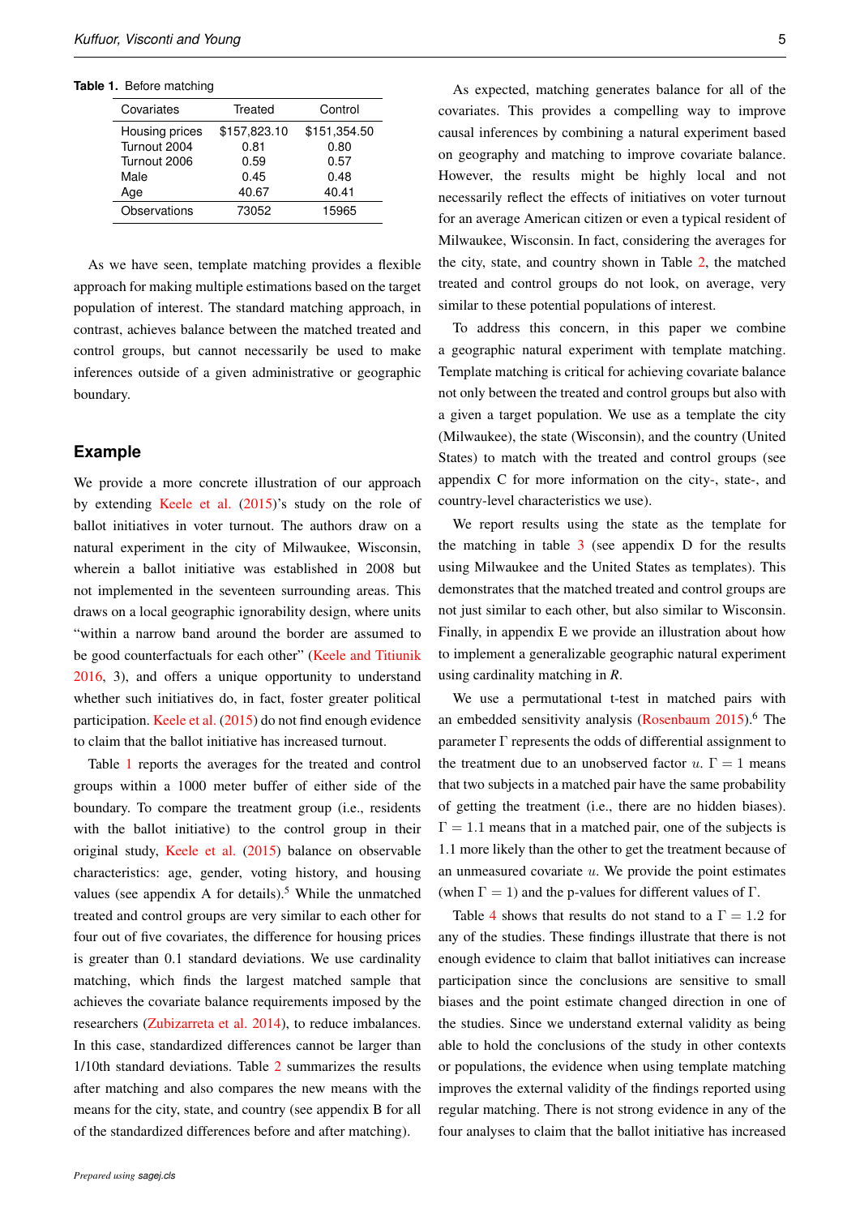**Table 1.** Before matching

| Covariates | Treated | Control |
|---|---|---|
| Housing prices | $157,823.10 | $151,354.50 |
| Turnout 2004 | 0.81 | 0.80 |
| Turnout 2006 | 0.59 | 0.57 |
| Male | 0.45 | 0.48 |
| Age | 40.67 | 40.41 |
| Observations | 73052 | 15965 |

As we have seen, template matching provides a flexible approach for making multiple estimations based on the target population of interest. The standard matching approach, in contrast, achieves balance between the matched treated and control groups, but cannot necessarily be used to make inferences outside of a given administrative or geographic boundary.

## Example

We provide a more concrete illustration of our approach by extending Keele et al. (2015)'s study on the role of ballot initiatives in voter turnout. The authors draw on a natural experiment in the city of Milwaukee, Wisconsin, wherein a ballot initiative was established in 2008 but not implemented in the seventeen surrounding areas. This draws on a local geographic ignorability design, where units "within a narrow band around the border are assumed to be good counterfactuals for each other" (Keele and Titiunik 2016, 3), and offers a unique opportunity to understand whether such initiatives do, in fact, foster greater political participation. Keele et al. (2015) do not find enough evidence to claim that the ballot initiative has increased turnout.

Table 1 reports the averages for the treated and control groups within a 1000 meter buffer of either side of the boundary. To compare the treatment group (i.e., residents with the ballot initiative) to the control group in their original study, Keele et al. (2015) balance on observable characteristics: age, gender, voting history, and housing values (see appendix A for details).[5] While the unmatched treated and control groups are very similar to each other for four out of five covariates, the difference for housing prices is greater than 0.1 standard deviations. We use cardinality matching, which finds the largest matched sample that achieves the covariate balance requirements imposed by the researchers (Zubizarreta et al. 2014), to reduce imbalances. In this case, standardized differences cannot be larger than 1/10th standard deviations. Table 2 summarizes the results after matching and also compares the new means with the means for the city, state, and country (see appendix B for all of the standardized differences before and after matching).

As expected, matching generates balance for all of the covariates. This provides a compelling way to improve causal inferences by combining a natural experiment based on geography and matching to improve covariate balance. However, the results might be highly local and not necessarily reflect the effects of initiatives on voter turnout for an average American citizen or even a typical resident of Milwaukee, Wisconsin. In fact, considering the averages for the city, state, and country shown in Table 2, the matched treated and control groups do not look, on average, very similar to these potential populations of interest.

To address this concern, in this paper we combine a geographic natural experiment with template matching. Template matching is critical for achieving covariate balance not only between the treated and control groups but also with a given a target population. We use as a template the city (Milwaukee), the state (Wisconsin), and the country (United States) to match with the treated and control groups (see appendix C for more information on the city-, state-, and country-level characteristics we use).

We report results using the state as the template for the matching in table 3 (see appendix D for the results using Milwaukee and the United States as templates). This demonstrates that the matched treated and control groups are not just similar to each other, but also similar to Wisconsin. Finally, in appendix E we provide an illustration about how to implement a generalizable geographic natural experiment using cardinality matching in *R*.

We use a permutational t-test in matched pairs with an embedded sensitivity analysis (Rosenbaum 2015).[6] The parameter $\Gamma$ represents the odds of differential assignment to the treatment due to an unobserved factor $u$. $\Gamma = 1$ means that two subjects in a matched pair have the same probability of getting the treatment (i.e., there are no hidden biases). $\Gamma = 1.1$ means that in a matched pair, one of the subjects is 1.1 more likely than the other to get the treatment because of an unmeasured covariate $u$. We provide the point estimates (when $\Gamma = 1$) and the p-values for different values of $\Gamma$.

Table 4 shows that results do not stand to a $\Gamma = 1.2$ for any of the studies. These findings illustrate that there is not enough evidence to claim that ballot initiatives can increase participation since the conclusions are sensitive to small biases and the point estimate changed direction in one of the studies. Since we understand external validity as being able to hold the conclusions of the study in other contexts or populations, the evidence when using template matching improves the external validity of the findings reported using regular matching. There is not strong evidence in any of the four analyses to claim that the ballot initiative has increased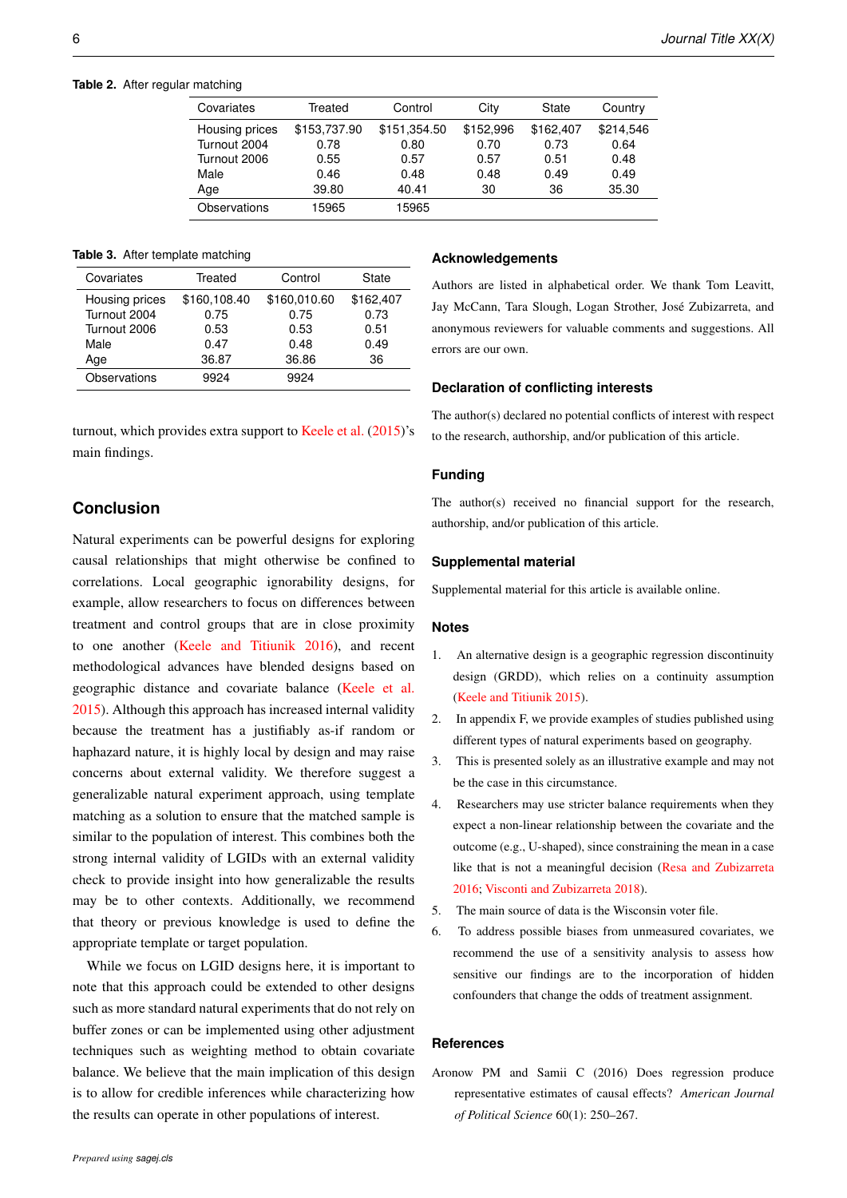**Table 2.** After regular matching

| Covariates | Treated | Control | City | State | Country |
|---|---|---|---|---|---|
| Housing prices | $153,737.90 | $151,354.50 | $152,996 | $162,407 | $214,546 |
| Turnout 2004 | 0.78 | 0.80 | 0.70 | 0.73 | 0.64 |
| Turnout 2006 | 0.55 | 0.57 | 0.57 | 0.51 | 0.48 |
| Male | 0.46 | 0.48 | 0.48 | 0.49 | 0.49 |
| Age | 39.80 | 40.41 | 30 | 36 | 35.30 |
| Observations | 15965 | 15965 | | | |

**Table 3.** After template matching

| Covariates | Treated | Control | State |
|---|---|---|---|
| Housing prices | $160,108.40 | $160,010.60 | $162,407 |
| Turnout 2004 | 0.75 | 0.75 | 0.73 |
| Turnout 2006 | 0.53 | 0.53 | 0.51 |
| Male | 0.47 | 0.48 | 0.49 |
| Age | 36.87 | 36.86 | 36 |
| Observations | 9924 | 9924 | |

turnout, which provides extra support to Keele et al. (2015)'s main findings.

## Conclusion

Natural experiments can be powerful designs for exploring causal relationships that might otherwise be confined to correlations. Local geographic ignorability designs, for example, allow researchers to focus on differences between treatment and control groups that are in close proximity to one another (Keele and Titiunik 2016), and recent methodological advances have blended designs based on geographic distance and covariate balance (Keele et al. 2015). Although this approach has increased internal validity because the treatment has a justifiably as-if random or haphazard nature, it is highly local by design and may raise concerns about external validity. We therefore suggest a generalizable natural experiment approach, using template matching as a solution to ensure that the matched sample is similar to the population of interest. This combines both the strong internal validity of LGIDs with an external validity check to provide insight into how generalizable the results may be to other contexts. Additionally, we recommend that theory or previous knowledge is used to define the appropriate template or target population.

While we focus on LGID designs here, it is important to note that this approach could be extended to other designs such as more standard natural experiments that do not rely on buffer zones or can be implemented using other adjustment techniques such as weighting method to obtain covariate balance. We believe that the main implication of this design is to allow for credible inferences while characterizing how the results can operate in other populations of interest.

## Acknowledgements

Authors are listed in alphabetical order. We thank Tom Leavitt, Jay McCann, Tara Slough, Logan Strother, José Zubizarreta, and anonymous reviewers for valuable comments and suggestions. All errors are our own.

## Declaration of conflicting interests

The author(s) declared no potential conflicts of interest with respect to the research, authorship, and/or publication of this article.

## Funding

The author(s) received no financial support for the research, authorship, and/or publication of this article.

## Supplemental material

Supplemental material for this article is available online.

## Notes

1. An alternative design is a geographic regression discontinuity design (GRDD), which relies on a continuity assumption (Keele and Titiunik 2015).
2. In appendix F, we provide examples of studies published using different types of natural experiments based on geography.
3. This is presented solely as an illustrative example and may not be the case in this circumstance.
4. Researchers may use stricter balance requirements when they expect a non-linear relationship between the covariate and the outcome (e.g., U-shaped), since constraining the mean in a case like that is not a meaningful decision (Resa and Zubizarreta 2016; Visconti and Zubizarreta 2018).
5. The main source of data is the Wisconsin voter file.
6. To address possible biases from unmeasured covariates, we recommend the use of a sensitivity analysis to assess how sensitive our findings are to the incorporation of hidden confounders that change the odds of treatment assignment.

## References

Aronow PM and Samii C (2016) Does regression produce representative estimates of causal effects? *American Journal of Political Science* 60(1): 250–267.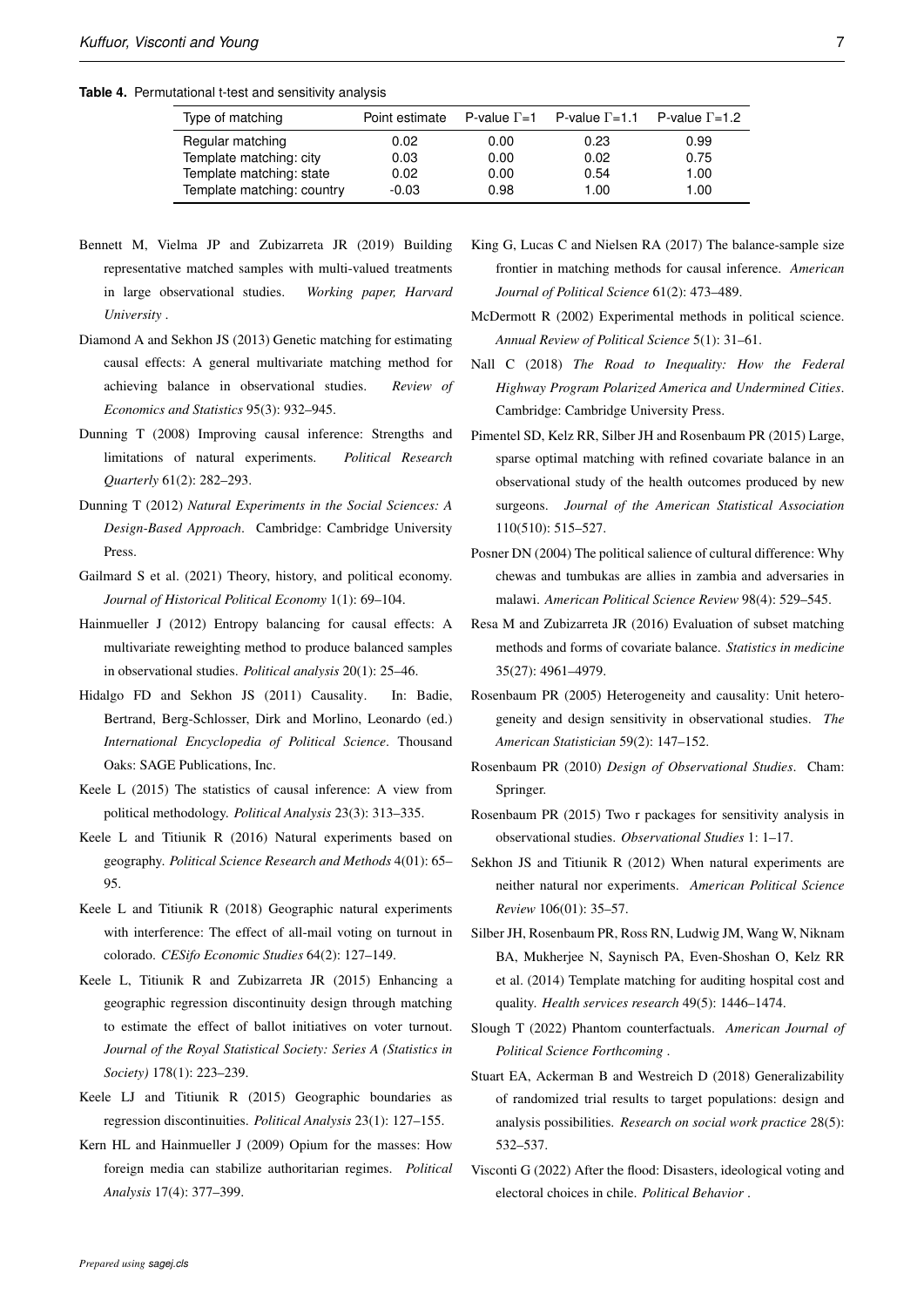**Table 4.** Permutational t-test and sensitivity analysis

| Type of matching | Point estimate | P-value $\Gamma$=1 | P-value $\Gamma$=1.1 | P-value $\Gamma$=1.2 |
|---|---|---|---|---|
| Regular matching | 0.02 | 0.00 | 0.23 | 0.99 |
| Template matching: city | 0.03 | 0.00 | 0.02 | 0.75 |
| Template matching: state | 0.02 | 0.00 | 0.54 | 1.00 |
| Template matching: country | -0.03 | 0.98 | 1.00 | 1.00 |

Bennett M, Vielma JP and Zubizarreta JR (2019) Building representative matched samples with multi-valued treatments in large observational studies. *Working paper, Harvard University* .

Diamond A and Sekhon JS (2013) Genetic matching for estimating causal effects: A general multivariate matching method for achieving balance in observational studies. *Review of Economics and Statistics* 95(3): 932–945.

Dunning T (2008) Improving causal inference: Strengths and limitations of natural experiments. *Political Research Quarterly* 61(2): 282–293.

Dunning T (2012) *Natural Experiments in the Social Sciences: A Design-Based Approach*. Cambridge: Cambridge University Press.

Gailmard S et al. (2021) Theory, history, and political economy. *Journal of Historical Political Economy* 1(1): 69–104.

Hainmueller J (2012) Entropy balancing for causal effects: A multivariate reweighting method to produce balanced samples in observational studies. *Political analysis* 20(1): 25–46.

Hidalgo FD and Sekhon JS (2011) Causality. In: Badie, Bertrand, Berg-Schlosser, Dirk and Morlino, Leonardo (ed.) *International Encyclopedia of Political Science*. Thousand Oaks: SAGE Publications, Inc.

Keele L (2015) The statistics of causal inference: A view from political methodology. *Political Analysis* 23(3): 313–335.

Keele L and Titiunik R (2016) Natural experiments based on geography. *Political Science Research and Methods* 4(01): 65–95.

Keele L and Titiunik R (2018) Geographic natural experiments with interference: The effect of all-mail voting on turnout in colorado. *CESifo Economic Studies* 64(2): 127–149.

Keele L, Titiunik R and Zubizarreta JR (2015) Enhancing a geographic regression discontinuity design through matching to estimate the effect of ballot initiatives on voter turnout. *Journal of the Royal Statistical Society: Series A (Statistics in Society)* 178(1): 223–239.

Keele LJ and Titiunik R (2015) Geographic boundaries as regression discontinuities. *Political Analysis* 23(1): 127–155.

Kern HL and Hainmueller J (2009) Opium for the masses: How foreign media can stabilize authoritarian regimes. *Political Analysis* 17(4): 377–399.

King G, Lucas C and Nielsen RA (2017) The balance-sample size frontier in matching methods for causal inference. *American Journal of Political Science* 61(2): 473–489.

McDermott R (2002) Experimental methods in political science. *Annual Review of Political Science* 5(1): 31–61.

Nall C (2018) *The Road to Inequality: How the Federal Highway Program Polarized America and Undermined Cities*. Cambridge: Cambridge University Press.

Pimentel SD, Kelz RR, Silber JH and Rosenbaum PR (2015) Large, sparse optimal matching with refined covariate balance in an observational study of the health outcomes produced by new surgeons. *Journal of the American Statistical Association* 110(510): 515–527.

Posner DN (2004) The political salience of cultural difference: Why chewas and tumbukas are allies in zambia and adversaries in malawi. *American Political Science Review* 98(4): 529–545.

Resa M and Zubizarreta JR (2016) Evaluation of subset matching methods and forms of covariate balance. *Statistics in medicine* 35(27): 4961–4979.

Rosenbaum PR (2005) Heterogeneity and causality: Unit heterogeneity and design sensitivity in observational studies. *The American Statistician* 59(2): 147–152.

Rosenbaum PR (2010) *Design of Observational Studies*. Cham: Springer.

Rosenbaum PR (2015) Two r packages for sensitivity analysis in observational studies. *Observational Studies* 1: 1–17.

Sekhon JS and Titiunik R (2012) When natural experiments are neither natural nor experiments. *American Political Science Review* 106(01): 35–57.

Silber JH, Rosenbaum PR, Ross RN, Ludwig JM, Wang W, Niknam BA, Mukherjee N, Saynisch PA, Even-Shoshan O, Kelz RR et al. (2014) Template matching for auditing hospital cost and quality. *Health services research* 49(5): 1446–1474.

Slough T (2022) Phantom counterfactuals. *American Journal of Political Science Forthcoming* .

Stuart EA, Ackerman B and Westreich D (2018) Generalizability of randomized trial results to target populations: design and analysis possibilities. *Research on social work practice* 28(5): 532–537.

Visconti G (2022) After the flood: Disasters, ideological voting and electoral choices in chile. *Political Behavior* .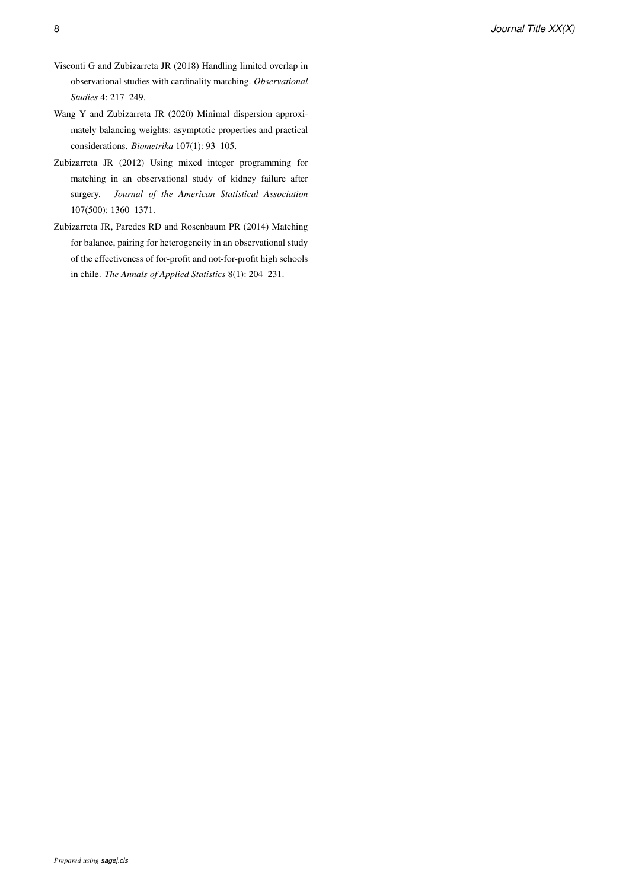Visconti G and Zubizarreta JR (2018) Handling limited overlap in observational studies with cardinality matching. *Observational Studies* 4: 217–249.

Wang Y and Zubizarreta JR (2020) Minimal dispersion approximately balancing weights: asymptotic properties and practical considerations. *Biometrika* 107(1): 93–105.

Zubizarreta JR (2012) Using mixed integer programming for matching in an observational study of kidney failure after surgery. *Journal of the American Statistical Association* 107(500): 1360–1371.

Zubizarreta JR, Paredes RD and Rosenbaum PR (2014) Matching for balance, pairing for heterogeneity in an observational study of the effectiveness of for-profit and not-for-profit high schools in chile. *The Annals of Applied Statistics* 8(1): 204–231.